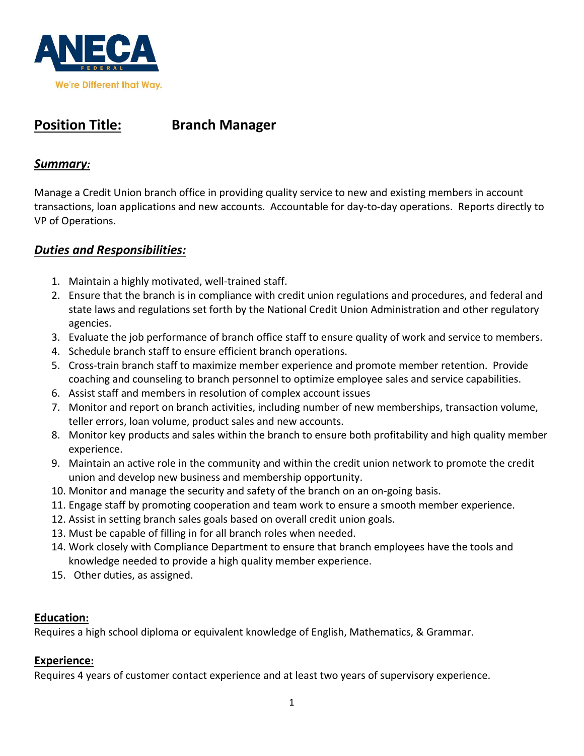ANECA FEDERAL

We're Different that Way.

# Position Title: Branch Manager

## *Summary:*

Manage a Credit Union branch office in providing quality service to new and existing members in account transactions, loan applications and new accounts. Accountable for day-to-day operations. Reports directly to VP of Operations.

## *Duties and Responsibilities:*

1. Maintain a highly motivated, well-trained staff.
2. Ensure that the branch is in compliance with credit union regulations and procedures, and federal and state laws and regulations set forth by the National Credit Union Administration and other regulatory agencies.
3. Evaluate the job performance of branch office staff to ensure quality of work and service to members.
4. Schedule branch staff to ensure efficient branch operations.
5. Cross-train branch staff to maximize member experience and promote member retention. Provide coaching and counseling to branch personnel to optimize employee sales and service capabilities.
6. Assist staff and members in resolution of complex account issues
7. Monitor and report on branch activities, including number of new memberships, transaction volume, teller errors, loan volume, product sales and new accounts.
8. Monitor key products and sales within the branch to ensure both profitability and high quality member experience.
9. Maintain an active role in the community and within the credit union network to promote the credit union and develop new business and membership opportunity.
10. Monitor and manage the security and safety of the branch on an on-going basis.
11. Engage staff by promoting cooperation and team work to ensure a smooth member experience.
12. Assist in setting branch sales goals based on overall credit union goals.
13. Must be capable of filling in for all branch roles when needed.
14. Work closely with Compliance Department to ensure that branch employees have the tools and knowledge needed to provide a high quality member experience.
15. Other duties, as assigned.

**Education:**

Requires a high school diploma or equivalent knowledge of English, Mathematics, & Grammar.

**Experience:**

Requires 4 years of customer contact experience and at least two years of supervisory experience.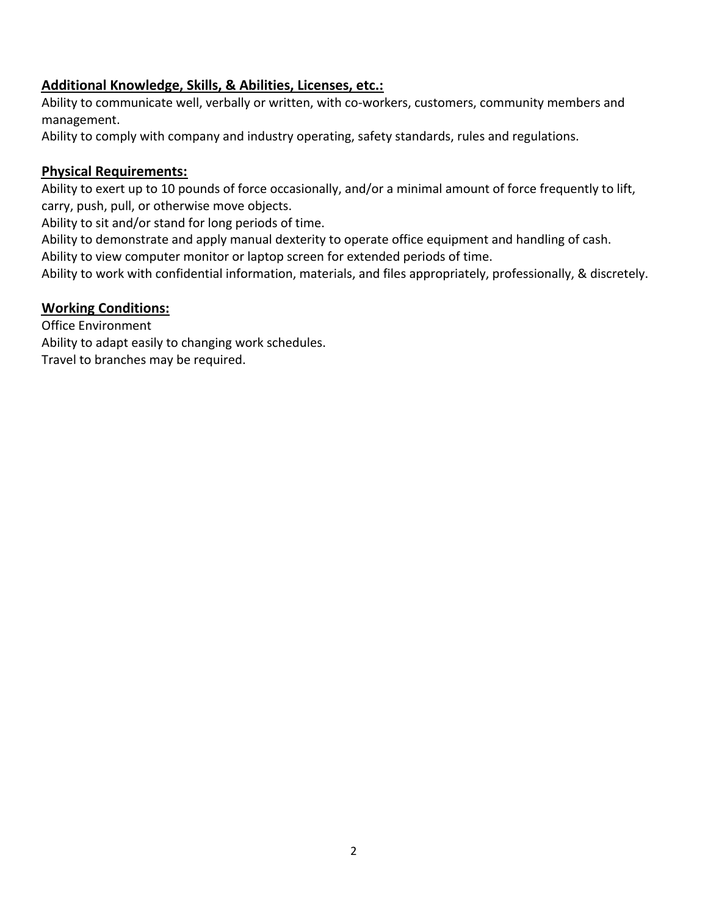**Additional Knowledge, Skills, & Abilities, Licenses, etc.:**

Ability to communicate well, verbally or written, with co-workers, customers, community members and management.

Ability to comply with company and industry operating, safety standards, rules and regulations.

**Physical Requirements:**

Ability to exert up to 10 pounds of force occasionally, and/or a minimal amount of force frequently to lift, carry, push, pull, or otherwise move objects.

Ability to sit and/or stand for long periods of time.

Ability to demonstrate and apply manual dexterity to operate office equipment and handling of cash.

Ability to view computer monitor or laptop screen for extended periods of time.

Ability to work with confidential information, materials, and files appropriately, professionally, & discretely.

**Working Conditions:**

Office Environment

Ability to adapt easily to changing work schedules.

Travel to branches may be required.